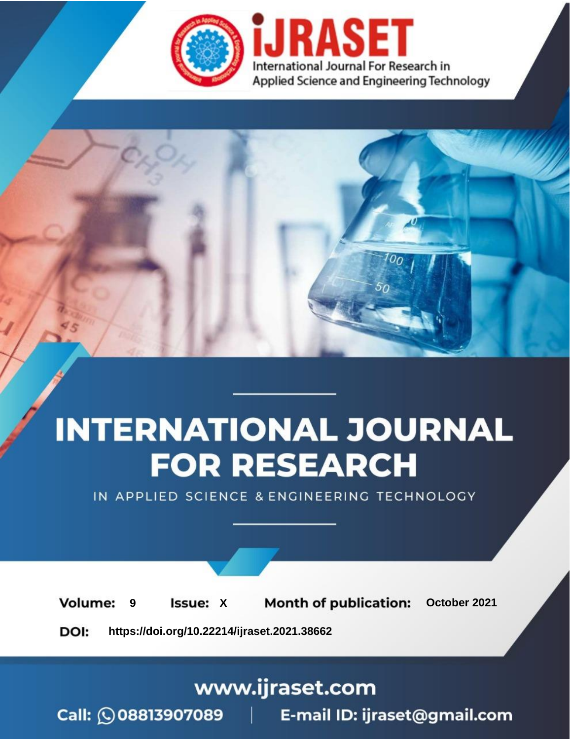# iJRASET

International Journal For Research in Applied Science and Engineering Technology

# INTERNATIONAL JOURNAL FOR RESEARCH

IN APPLIED SCIENCE & ENGINEERING TECHNOLOGY

**Volume:** 9 **Issue:** X **Month of publication:** October 2021

**DOI:** https://doi.org/10.22214/ijraset.2021.38662

www.ijraset.com

Call: 08813907089 | E-mail ID: ijraset@gmail.com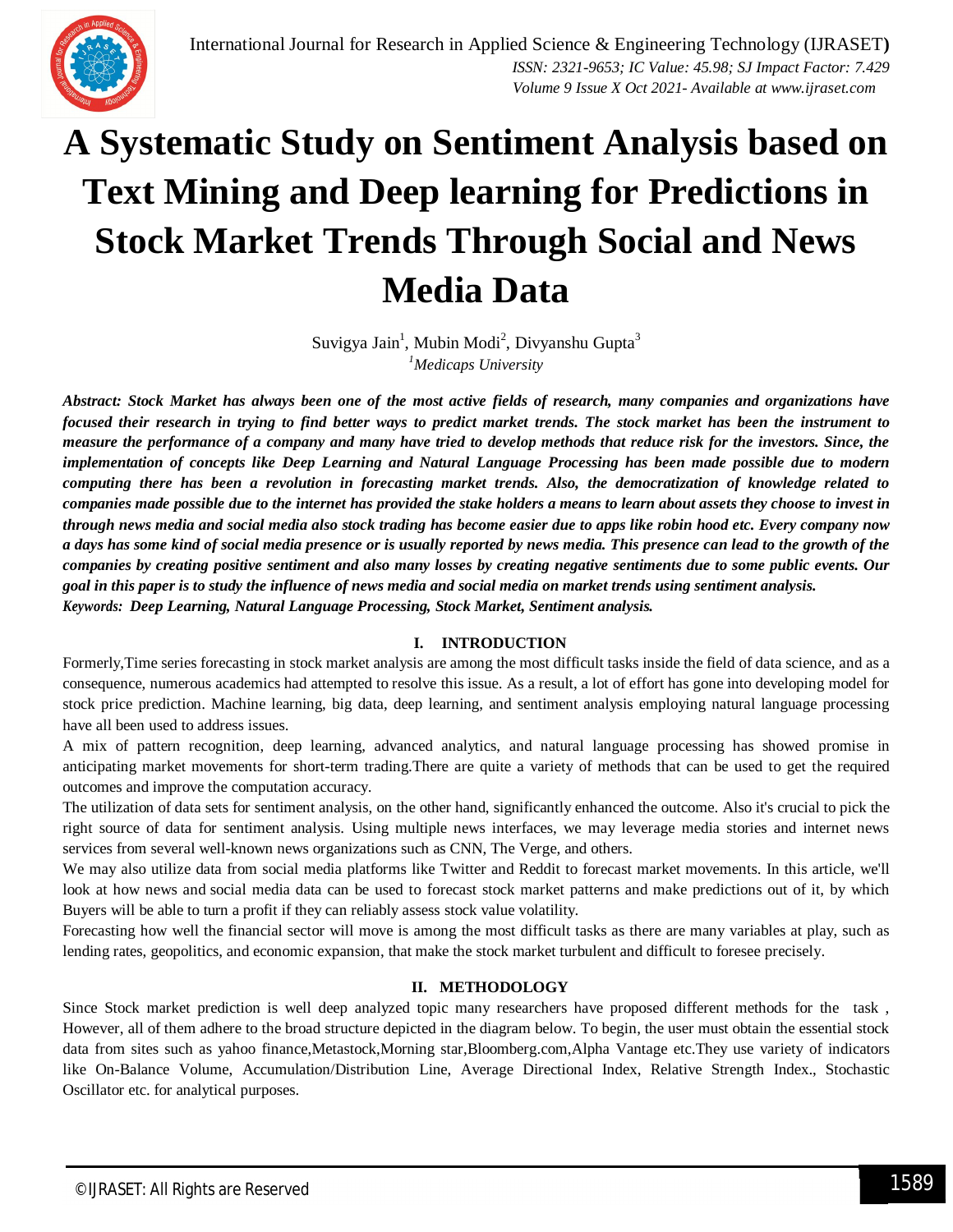# A Systematic Study on Sentiment Analysis based on Text Mining and Deep learning for Predictions in Stock Market Trends Through Social and News Media Data

Suvigya Jain[1], Mubin Modi[2], Divyanshu Gupta[3]

[1]*Medicaps University*

***Abstract: Stock Market has always been one of the most active fields of research, many companies and organizations have focused their research in trying to find better ways to predict market trends. The stock market has been the instrument to measure the performance of a company and many have tried to develop methods that reduce risk for the investors. Since, the implementation of concepts like Deep Learning and Natural Language Processing has been made possible due to modern computing there has been a revolution in forecasting market trends. Also, the democratization of knowledge related to companies made possible due to the internet has provided the stake holders a means to learn about assets they choose to invest in through news media and social media also stock trading has become easier due to apps like robin hood etc. Every company now a days has some kind of social media presence or is usually reported by news media. This presence can lead to the growth of the companies by creating positive sentiment and also many losses by creating negative sentiments due to some public events. Our goal in this paper is to study the influence of news media and social media on market trends using sentiment analysis.***

***Keywords: Deep Learning, Natural Language Processing, Stock Market, Sentiment analysis.***

## I. INTRODUCTION

Formerly,Time series forecasting in stock market analysis are among the most difficult tasks inside the field of data science, and as a consequence, numerous academics had attempted to resolve this issue. As a result, a lot of effort has gone into developing model for stock price prediction. Machine learning, big data, deep learning, and sentiment analysis employing natural language processing have all been used to address issues.

A mix of pattern recognition, deep learning, advanced analytics, and natural language processing has showed promise in anticipating market movements for short-term trading.There are quite a variety of methods that can be used to get the required outcomes and improve the computation accuracy.

The utilization of data sets for sentiment analysis, on the other hand, significantly enhanced the outcome. Also it's crucial to pick the right source of data for sentiment analysis. Using multiple news interfaces, we may leverage media stories and internet news services from several well-known news organizations such as CNN, The Verge, and others.

We may also utilize data from social media platforms like Twitter and Reddit to forecast market movements. In this article, we'll look at how news and social media data can be used to forecast stock market patterns and make predictions out of it, by which Buyers will be able to turn a profit if they can reliably assess stock value volatility.

Forecasting how well the financial sector will move is among the most difficult tasks as there are many variables at play, such as lending rates, geopolitics, and economic expansion, that make the stock market turbulent and difficult to foresee precisely.

## II. METHODOLOGY

Since Stock market prediction is well deep analyzed topic many researchers have proposed different methods for the task , However, all of them adhere to the broad structure depicted in the diagram below. To begin, the user must obtain the essential stock data from sites such as yahoo finance,Metastock,Morning star,Bloomberg.com,Alpha Vantage etc.They use variety of indicators like On-Balance Volume, Accumulation/Distribution Line, Average Directional Index, Relative Strength Index., Stochastic Oscillator etc. for analytical purposes.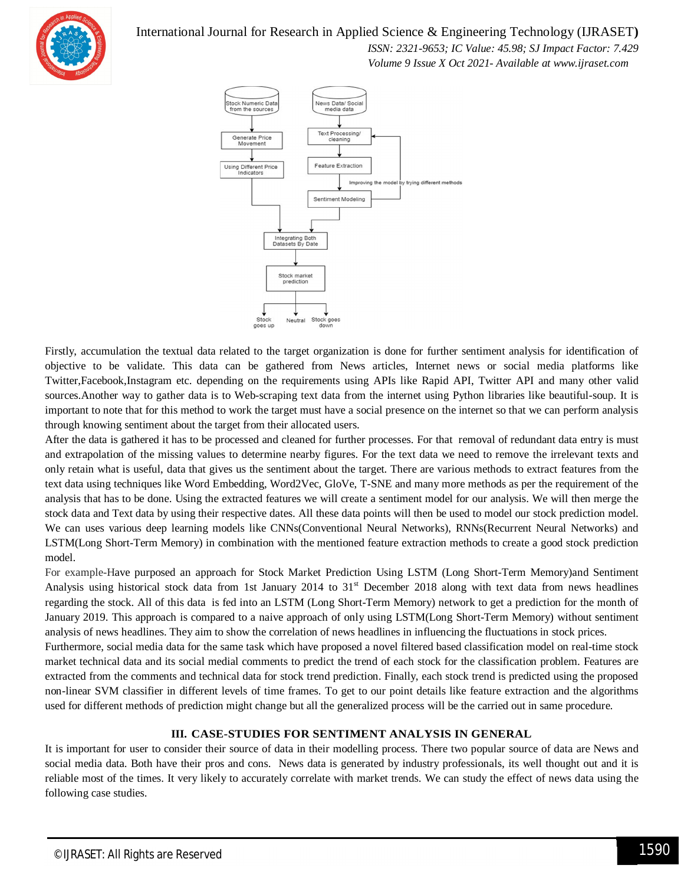Firstly, accumulation the textual data related to the target organization is done for further sentiment analysis for identification of objective to be validate. This data can be gathered from News articles, Internet news or social media platforms like Twitter,Facebook,Instagram etc. depending on the requirements using APIs like Rapid API, Twitter API and many other valid sources.Another way to gather data is to Web-scraping text data from the internet using Python libraries like beautiful-soup. It is important to note that for this method to work the target must have a social presence on the internet so that we can perform analysis through knowing sentiment about the target from their allocated users.

After the data is gathered it has to be processed and cleaned for further processes. For that removal of redundant data entry is must and extrapolation of the missing values to determine nearby figures. For the text data we need to remove the irrelevant texts and only retain what is useful, data that gives us the sentiment about the target. There are various methods to extract features from the text data using techniques like Word Embedding, Word2Vec, GloVe, T-SNE and many more methods as per the requirement of the analysis that has to be done. Using the extracted features we will create a sentiment model for our analysis. We will then merge the stock data and Text data by using their respective dates. All these data points will then be used to model our stock prediction model. We can uses various deep learning models like CNNs(Conventional Neural Networks), RNNs(Recurrent Neural Networks) and LSTM(Long Short-Term Memory) in combination with the mentioned feature extraction methods to create a good stock prediction model.

For example-Have purposed an approach for Stock Market Prediction Using LSTM (Long Short-Term Memory)and Sentiment Analysis using historical stock data from 1st January 2014 to 31st December 2018 along with text data from news headlines regarding the stock. All of this data is fed into an LSTM (Long Short-Term Memory) network to get a prediction for the month of January 2019. This approach is compared to a naive approach of only using LSTM(Long Short-Term Memory) without sentiment analysis of news headlines. They aim to show the correlation of news headlines in influencing the fluctuations in stock prices.

Furthermore, social media data for the same task which have proposed a novel filtered based classification model on real-time stock market technical data and its social medial comments to predict the trend of each stock for the classification problem. Features are extracted from the comments and technical data for stock trend prediction. Finally, each stock trend is predicted using the proposed non-linear SVM classifier in different levels of time frames. To get to our point details like feature extraction and the algorithms used for different methods of prediction might change but all the generalized process will be the carried out in same procedure.

## III. CASE-STUDIES FOR SENTIMENT ANALYSIS IN GENERAL

It is important for user to consider their source of data in their modelling process. There two popular source of data are News and social media data. Both have their pros and cons. News data is generated by industry professionals, its well thought out and it is reliable most of the times. It very likely to accurately correlate with market trends. We can study the effect of news data using the following case studies.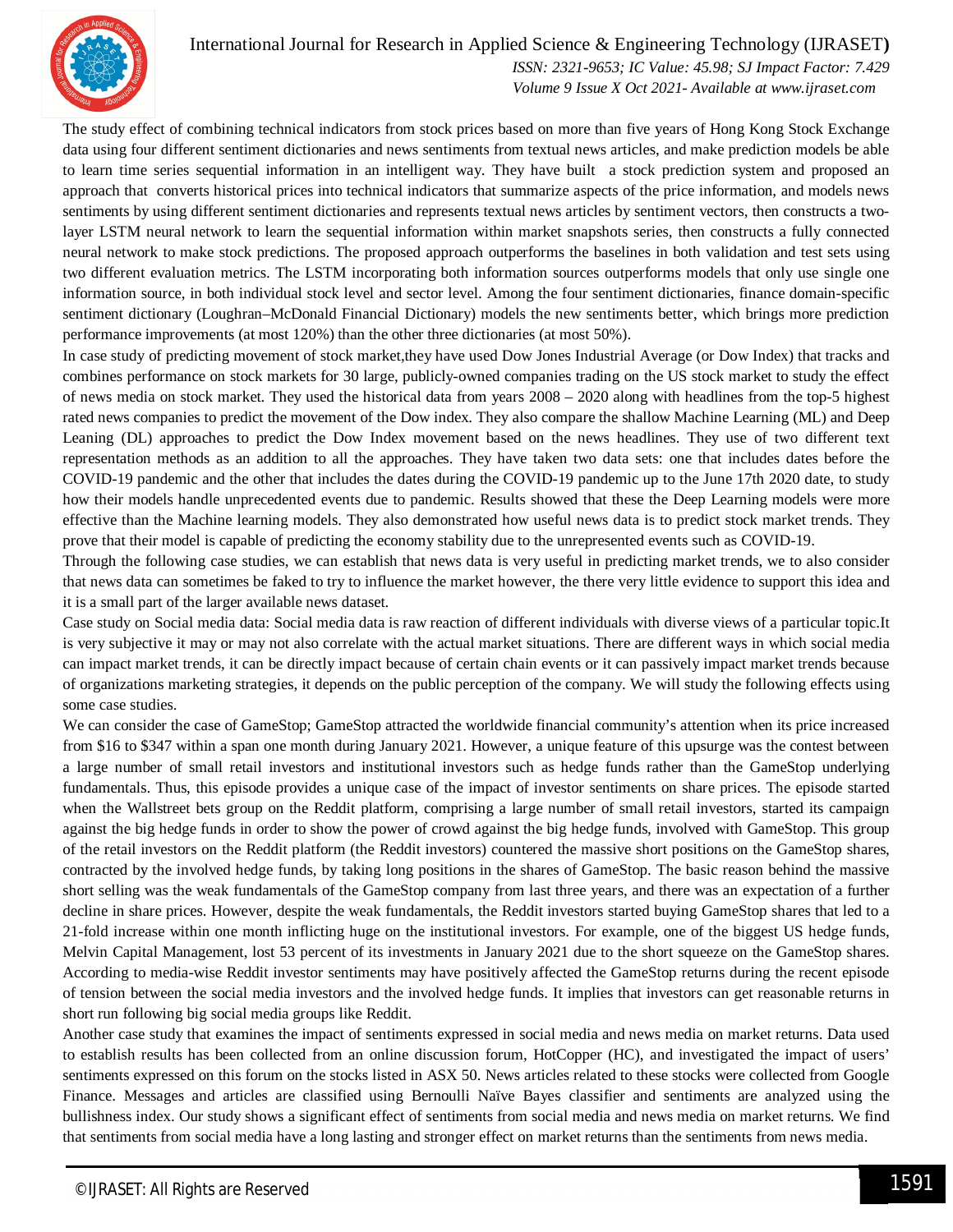The study effect of combining technical indicators from stock prices based on more than five years of Hong Kong Stock Exchange data using four different sentiment dictionaries and news sentiments from textual news articles, and make prediction models be able to learn time series sequential information in an intelligent way. They have built a stock prediction system and proposed an approach that converts historical prices into technical indicators that summarize aspects of the price information, and models news sentiments by using different sentiment dictionaries and represents textual news articles by sentiment vectors, then constructs a two-layer LSTM neural network to learn the sequential information within market snapshots series, then constructs a fully connected neural network to make stock predictions. The proposed approach outperforms the baselines in both validation and test sets using two different evaluation metrics. The LSTM incorporating both information sources outperforms models that only use single one information source, in both individual stock level and sector level. Among the four sentiment dictionaries, finance domain-specific sentiment dictionary (Loughran–McDonald Financial Dictionary) models the new sentiments better, which brings more prediction performance improvements (at most 120%) than the other three dictionaries (at most 50%).

In case study of predicting movement of stock market,they have used Dow Jones Industrial Average (or Dow Index) that tracks and combines performance on stock markets for 30 large, publicly-owned companies trading on the US stock market to study the effect of news media on stock market. They used the historical data from years 2008 – 2020 along with headlines from the top-5 highest rated news companies to predict the movement of the Dow index. They also compare the shallow Machine Learning (ML) and Deep Leaning (DL) approaches to predict the Dow Index movement based on the news headlines. They use of two different text representation methods as an addition to all the approaches. They have taken two data sets: one that includes dates before the COVID-19 pandemic and the other that includes the dates during the COVID-19 pandemic up to the June 17th 2020 date, to study how their models handle unprecedented events due to pandemic. Results showed that these the Deep Learning models were more effective than the Machine learning models. They also demonstrated how useful news data is to predict stock market trends. They prove that their model is capable of predicting the economy stability due to the unrepresented events such as COVID-19.

Through the following case studies, we can establish that news data is very useful in predicting market trends, we to also consider that news data can sometimes be faked to try to influence the market however, the there very little evidence to support this idea and it is a small part of the larger available news dataset.

Case study on Social media data: Social media data is raw reaction of different individuals with diverse views of a particular topic.It is very subjective it may or may not also correlate with the actual market situations. There are different ways in which social media can impact market trends, it can be directly impact because of certain chain events or it can passively impact market trends because of organizations marketing strategies, it depends on the public perception of the company. We will study the following effects using some case studies.

We can consider the case of GameStop; GameStop attracted the worldwide financial community's attention when its price increased from $16 to $347 within a span one month during January 2021. However, a unique feature of this upsurge was the contest between a large number of small retail investors and institutional investors such as hedge funds rather than the GameStop underlying fundamentals. Thus, this episode provides a unique case of the impact of investor sentiments on share prices. The episode started when the Wallstreet bets group on the Reddit platform, comprising a large number of small retail investors, started its campaign against the big hedge funds in order to show the power of crowd against the big hedge funds, involved with GameStop. This group of the retail investors on the Reddit platform (the Reddit investors) countered the massive short positions on the GameStop shares, contracted by the involved hedge funds, by taking long positions in the shares of GameStop. The basic reason behind the massive short selling was the weak fundamentals of the GameStop company from last three years, and there was an expectation of a further decline in share prices. However, despite the weak fundamentals, the Reddit investors started buying GameStop shares that led to a 21-fold increase within one month inflicting huge on the institutional investors. For example, one of the biggest US hedge funds, Melvin Capital Management, lost 53 percent of its investments in January 2021 due to the short squeeze on the GameStop shares. According to media-wise Reddit investor sentiments may have positively affected the GameStop returns during the recent episode of tension between the social media investors and the involved hedge funds. It implies that investors can get reasonable returns in short run following big social media groups like Reddit.

Another case study that examines the impact of sentiments expressed in social media and news media on market returns. Data used to establish results has been collected from an online discussion forum, HotCopper (HC), and investigated the impact of users' sentiments expressed on this forum on the stocks listed in ASX 50. News articles related to these stocks were collected from Google Finance. Messages and articles are classified using Bernoulli Naïve Bayes classifier and sentiments are analyzed using the bullishness index. Our study shows a significant effect of sentiments from social media and news media on market returns. We find that sentiments from social media have a long lasting and stronger effect on market returns than the sentiments from news media.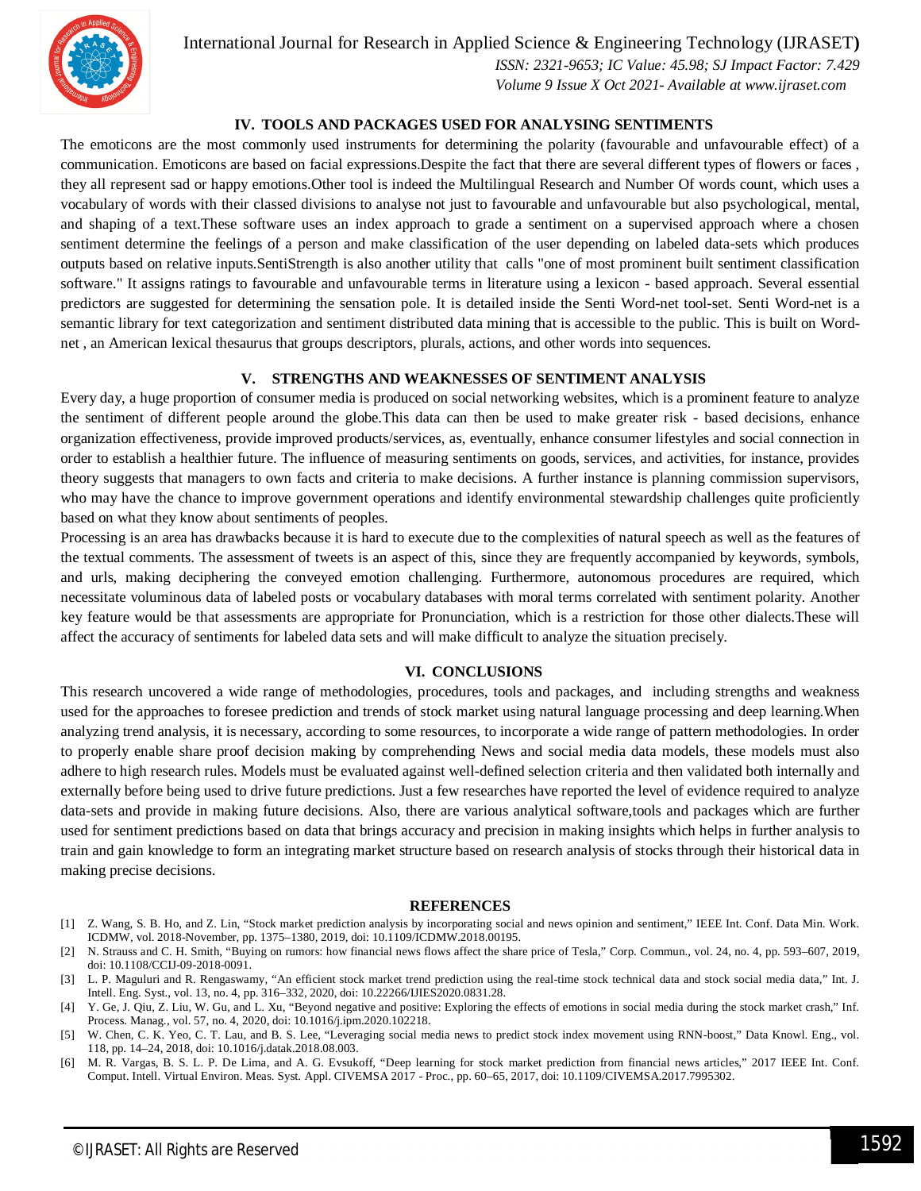## IV. TOOLS AND PACKAGES USED FOR ANALYSING SENTIMENTS

The emoticons are the most commonly used instruments for determining the polarity (favourable and unfavourable effect) of a communication. Emoticons are based on facial expressions.Despite the fact that there are several different types of flowers or faces , they all represent sad or happy emotions.Other tool is indeed the Multilingual Research and Number Of words count, which uses a vocabulary of words with their classed divisions to analyse not just to favourable and unfavourable but also psychological, mental, and shaping of a text.These software uses an index approach to grade a sentiment on a supervised approach where a chosen sentiment determine the feelings of a person and make classification of the user depending on labeled data-sets which produces outputs based on relative inputs.SentiStrength is also another utility that calls "one of most prominent built sentiment classification software." It assigns ratings to favourable and unfavourable terms in literature using a lexicon - based approach. Several essential predictors are suggested for determining the sensation pole. It is detailed inside the Senti Word-net tool-set. Senti Word-net is a semantic library for text categorization and sentiment distributed data mining that is accessible to the public. This is built on Word-net , an American lexical thesaurus that groups descriptors, plurals, actions, and other words into sequences.

## V. STRENGTHS AND WEAKNESSES OF SENTIMENT ANALYSIS

Every day, a huge proportion of consumer media is produced on social networking websites, which is a prominent feature to analyze the sentiment of different people around the globe.This data can then be used to make greater risk - based decisions, enhance organization effectiveness, provide improved products/services, as, eventually, enhance consumer lifestyles and social connection in order to establish a healthier future. The influence of measuring sentiments on goods, services, and activities, for instance, provides theory suggests that managers to own facts and criteria to make decisions. A further instance is planning commission supervisors, who may have the chance to improve government operations and identify environmental stewardship challenges quite proficiently based on what they know about sentiments of peoples.

Processing is an area has drawbacks because it is hard to execute due to the complexities of natural speech as well as the features of the textual comments. The assessment of tweets is an aspect of this, since they are frequently accompanied by keywords, symbols, and urls, making deciphering the conveyed emotion challenging. Furthermore, autonomous procedures are required, which necessitate voluminous data of labeled posts or vocabulary databases with moral terms correlated with sentiment polarity. Another key feature would be that assessments are appropriate for Pronunciation, which is a restriction for those other dialects.These will affect the accuracy of sentiments for labeled data sets and will make difficult to analyze the situation precisely.

## VI. CONCLUSIONS

This research uncovered a wide range of methodologies, procedures, tools and packages, and including strengths and weakness used for the approaches to foresee prediction and trends of stock market using natural language processing and deep learning.When analyzing trend analysis, it is necessary, according to some resources, to incorporate a wide range of pattern methodologies. In order to properly enable share proof decision making by comprehending News and social media data models, these models must also adhere to high research rules. Models must be evaluated against well-defined selection criteria and then validated both internally and externally before being used to drive future predictions. Just a few researches have reported the level of evidence required to analyze data-sets and provide in making future decisions. Also, there are various analytical software,tools and packages which are further used for sentiment predictions based on data that brings accuracy and precision in making insights which helps in further analysis to train and gain knowledge to form an integrating market structure based on research analysis of stocks through their historical data in making precise decisions.

## REFERENCES

[1] Z. Wang, S. B. Ho, and Z. Lin, "Stock market prediction analysis by incorporating social and news opinion and sentiment," IEEE Int. Conf. Data Min. Work. ICDMW, vol. 2018-November, pp. 1375–1380, 2019, doi: 10.1109/ICDMW.2018.00195.

[2] N. Strauss and C. H. Smith, "Buying on rumors: how financial news flows affect the share price of Tesla," Corp. Commun., vol. 24, no. 4, pp. 593–607, 2019, doi: 10.1108/CCIJ-09-2018-0091.

[3] L. P. Maguluri and R. Rengaswamy, "An efficient stock market trend prediction using the real-time stock technical data and stock social media data," Int. J. Intell. Eng. Syst., vol. 13, no. 4, pp. 316–332, 2020, doi: 10.22266/IJIES2020.0831.28.

[4] Y. Ge, J. Qiu, Z. Liu, W. Gu, and L. Xu, "Beyond negative and positive: Exploring the effects of emotions in social media during the stock market crash," Inf. Process. Manag., vol. 57, no. 4, 2020, doi: 10.1016/j.ipm.2020.102218.

[5] W. Chen, C. K. Yeo, C. T. Lau, and B. S. Lee, "Leveraging social media news to predict stock index movement using RNN-boost," Data Knowl. Eng., vol. 118, pp. 14–24, 2018, doi: 10.1016/j.datak.2018.08.003.

[6] M. R. Vargas, B. S. L. P. De Lima, and A. G. Evsukoff, "Deep learning for stock market prediction from financial news articles," 2017 IEEE Int. Conf. Comput. Intell. Virtual Environ. Meas. Syst. Appl. CIVEMSA 2017 - Proc., pp. 60–65, 2017, doi: 10.1109/CIVEMSA.2017.7995302.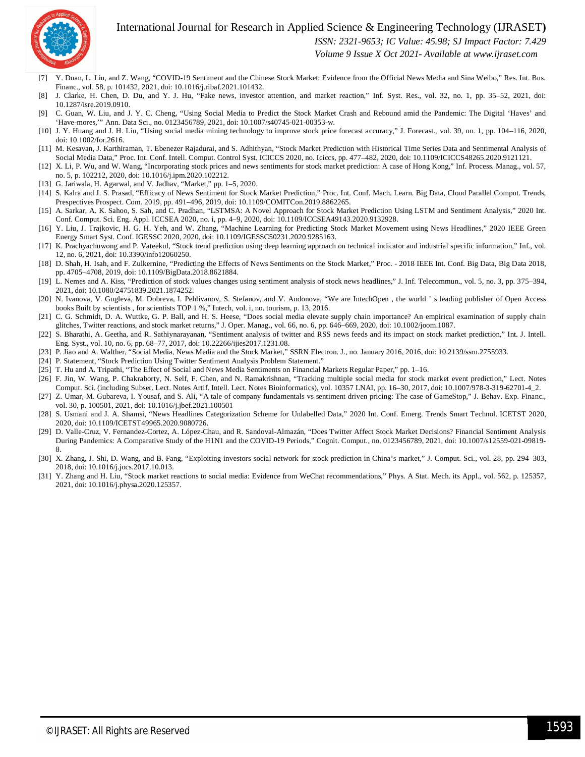[7] Y. Duan, L. Liu, and Z. Wang, "COVID-19 Sentiment and the Chinese Stock Market: Evidence from the Official News Media and Sina Weibo," Res. Int. Bus. Financ., vol. 58, p. 101432, 2021, doi: 10.1016/j.ribaf.2021.101432.

[8] J. Clarke, H. Chen, D. Du, and Y. J. Hu, "Fake news, investor attention, and market reaction," Inf. Syst. Res., vol. 32, no. 1, pp. 35–52, 2021, doi: 10.1287/isre.2019.0910.

[9] C. Guan, W. Liu, and J. Y. C. Cheng, "Using Social Media to Predict the Stock Market Crash and Rebound amid the Pandemic: The Digital 'Haves' and 'Have-mores,'" Ann. Data Sci., no. 0123456789, 2021, doi: 10.1007/s40745-021-00353-w.

[10] J. Y. Huang and J. H. Liu, "Using social media mining technology to improve stock price forecast accuracy," J. Forecast., vol. 39, no. 1, pp. 104–116, 2020, doi: 10.1002/for.2616.

[11] M. Kesavan, J. Karthiraman, T. Ebenezer Rajadurai, and S. Adhithyan, "Stock Market Prediction with Historical Time Series Data and Sentimental Analysis of Social Media Data," Proc. Int. Conf. Intell. Comput. Control Syst. ICICCS 2020, no. Iciccs, pp. 477–482, 2020, doi: 10.1109/ICICCS48265.2020.9121121.

[12] X. Li, P. Wu, and W. Wang, "Incorporating stock prices and news sentiments for stock market prediction: A case of Hong Kong," Inf. Process. Manag., vol. 57, no. 5, p. 102212, 2020, doi: 10.1016/j.ipm.2020.102212.

[13] G. Jariwala, H. Agarwal, and V. Jadhav, "Market," pp. 1–5, 2020.

[14] S. Kalra and J. S. Prasad, "Efficacy of News Sentiment for Stock Market Prediction," Proc. Int. Conf. Mach. Learn. Big Data, Cloud Parallel Comput. Trends, Prespectives Prospect. Com. 2019, pp. 491–496, 2019, doi: 10.1109/COMITCon.2019.8862265.

[15] A. Sarkar, A. K. Sahoo, S. Sah, and C. Pradhan, "LSTMSA: A Novel Approach for Stock Market Prediction Using LSTM and Sentiment Analysis," 2020 Int. Conf. Comput. Sci. Eng. Appl. ICCSEA 2020, no. i, pp. 4–9, 2020, doi: 10.1109/ICCSEA49143.2020.9132928.

[16] Y. Liu, J. Trajkovic, H. G. H. Yeh, and W. Zhang, "Machine Learning for Predicting Stock Market Movement using News Headlines," 2020 IEEE Green Energy Smart Syst. Conf. IGESSC 2020, 2020, doi: 10.1109/IGESSC50231.2020.9285163.

[17] K. Prachyachuwong and P. Vateekul, "Stock trend prediction using deep learning approach on technical indicator and industrial specific information," Inf., vol. 12, no. 6, 2021, doi: 10.3390/info12060250.

[18] D. Shah, H. Isah, and F. Zulkernine, "Predicting the Effects of News Sentiments on the Stock Market," Proc. - 2018 IEEE Int. Conf. Big Data, Big Data 2018, pp. 4705–4708, 2019, doi: 10.1109/BigData.2018.8621884.

[19] L. Nemes and A. Kiss, "Prediction of stock values changes using sentiment analysis of stock news headlines," J. Inf. Telecommun., vol. 5, no. 3, pp. 375–394, 2021, doi: 10.1080/24751839.2021.1874252.

[20] N. Ivanova, V. Gugleva, M. Dobreva, I. Pehlivanov, S. Stefanov, and V. Andonova, "We are IntechOpen , the world ' s leading publisher of Open Access books Built by scientists , for scientists TOP 1 %," Intech, vol. i, no. tourism, p. 13, 2016.

[21] C. G. Schmidt, D. A. Wuttke, G. P. Ball, and H. S. Heese, "Does social media elevate supply chain importance? An empirical examination of supply chain glitches, Twitter reactions, and stock market returns," J. Oper. Manag., vol. 66, no. 6, pp. 646–669, 2020, doi: 10.1002/joom.1087.

[22] S. Bharathi, A. Geetha, and R. Sathiynarayanan, "Sentiment analysis of twitter and RSS news feeds and its impact on stock market prediction," Int. J. Intell. Eng. Syst., vol. 10, no. 6, pp. 68–77, 2017, doi: 10.22266/ijies2017.1231.08.

[23] P. Jiao and A. Walther, "Social Media, News Media and the Stock Market," SSRN Electron. J., no. January 2016, 2016, doi: 10.2139/ssrn.2755933.

[24] P. Statement, "Stock Prediction Using Twitter Sentiment Analysis Problem Statement."

[25] T. Hu and A. Tripathi, "The Effect of Social and News Media Sentiments on Financial Markets Regular Paper," pp. 1–16.

[26] F. Jin, W. Wang, P. Chakraborty, N. Self, F. Chen, and N. Ramakrishnan, "Tracking multiple social media for stock market event prediction," Lect. Notes Comput. Sci. (including Subser. Lect. Notes Artif. Intell. Lect. Notes Bioinformatics), vol. 10357 LNAI, pp. 16–30, 2017, doi: 10.1007/978-3-319-62701-4_2.

[27] Z. Umar, M. Gubareva, I. Yousaf, and S. Ali, "A tale of company fundamentals vs sentiment driven pricing: The case of GameStop," J. Behav. Exp. Financ., vol. 30, p. 100501, 2021, doi: 10.1016/j.jbef.2021.100501

[28] S. Usmani and J. A. Shamsi, "News Headlines Categorization Scheme for Unlabelled Data," 2020 Int. Conf. Emerg. Trends Smart Technol. ICETST 2020, 2020, doi: 10.1109/ICETST49965.2020.9080726.

[29] D. Valle-Cruz, V. Fernandez-Cortez, A. López-Chau, and R. Sandoval-Almazán, "Does Twitter Affect Stock Market Decisions? Financial Sentiment Analysis During Pandemics: A Comparative Study of the H1N1 and the COVID-19 Periods," Cognit. Comput., no. 0123456789, 2021, doi: 10.1007/s12559-021-09819-8.

[30] X. Zhang, J. Shi, D. Wang, and B. Fang, "Exploiting investors social network for stock prediction in China's market," J. Comput. Sci., vol. 28, pp. 294–303, 2018, doi: 10.1016/j.jocs.2017.10.013.

[31] Y. Zhang and H. Liu, "Stock market reactions to social media: Evidence from WeChat recommendations," Phys. A Stat. Mech. its Appl., vol. 562, p. 125357, 2021, doi: 10.1016/j.physa.2020.125357.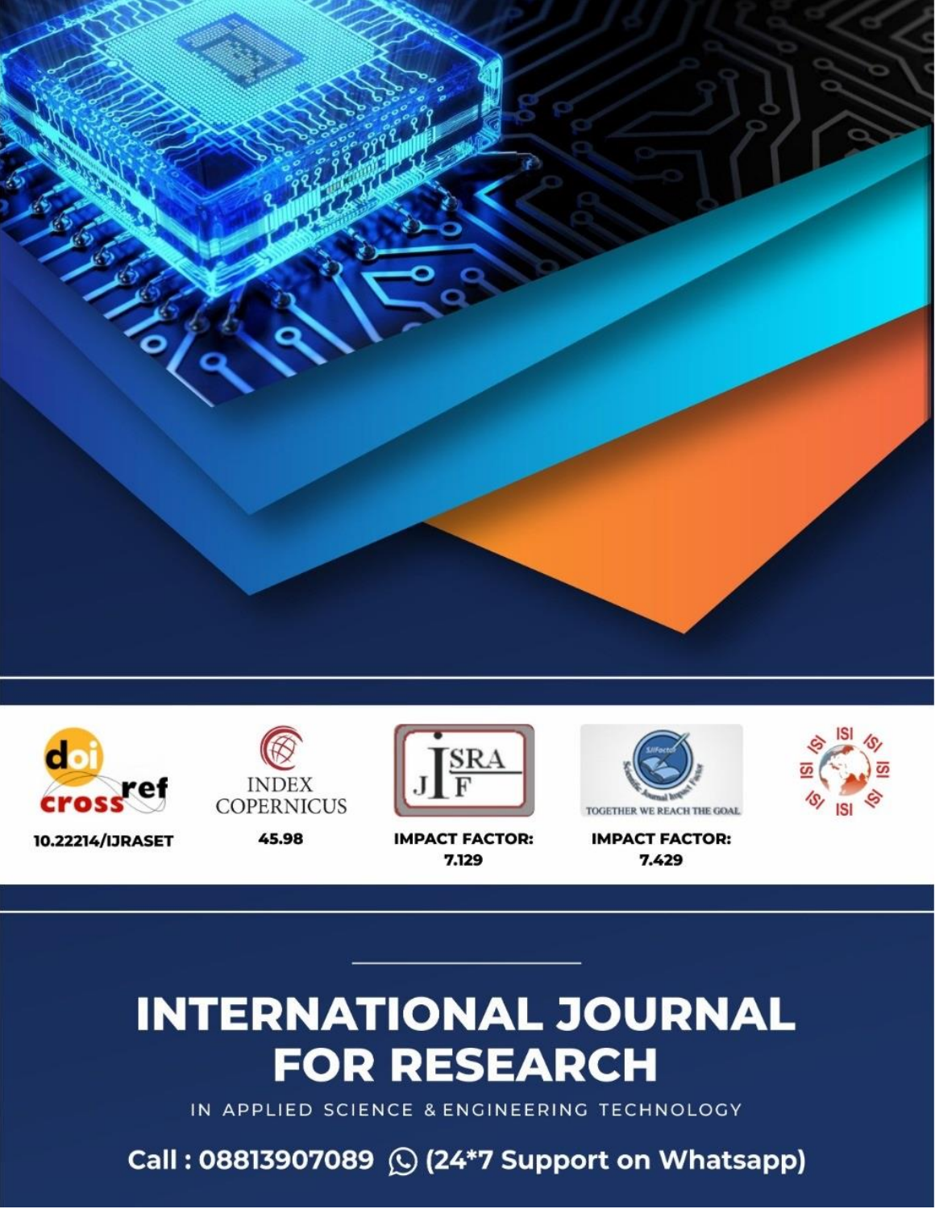10.22214/IJRASET

INDEX COPERNICUS

45.98

IMPACT FACTOR: 7.129

IMPACT FACTOR: 7.429

TOGETHER WE REACH THE GOAL

# INTERNATIONAL JOURNAL FOR RESEARCH

IN APPLIED SCIENCE & ENGINEERING TECHNOLOGY

Call : 08813907089 (24*7 Support on Whatsapp)